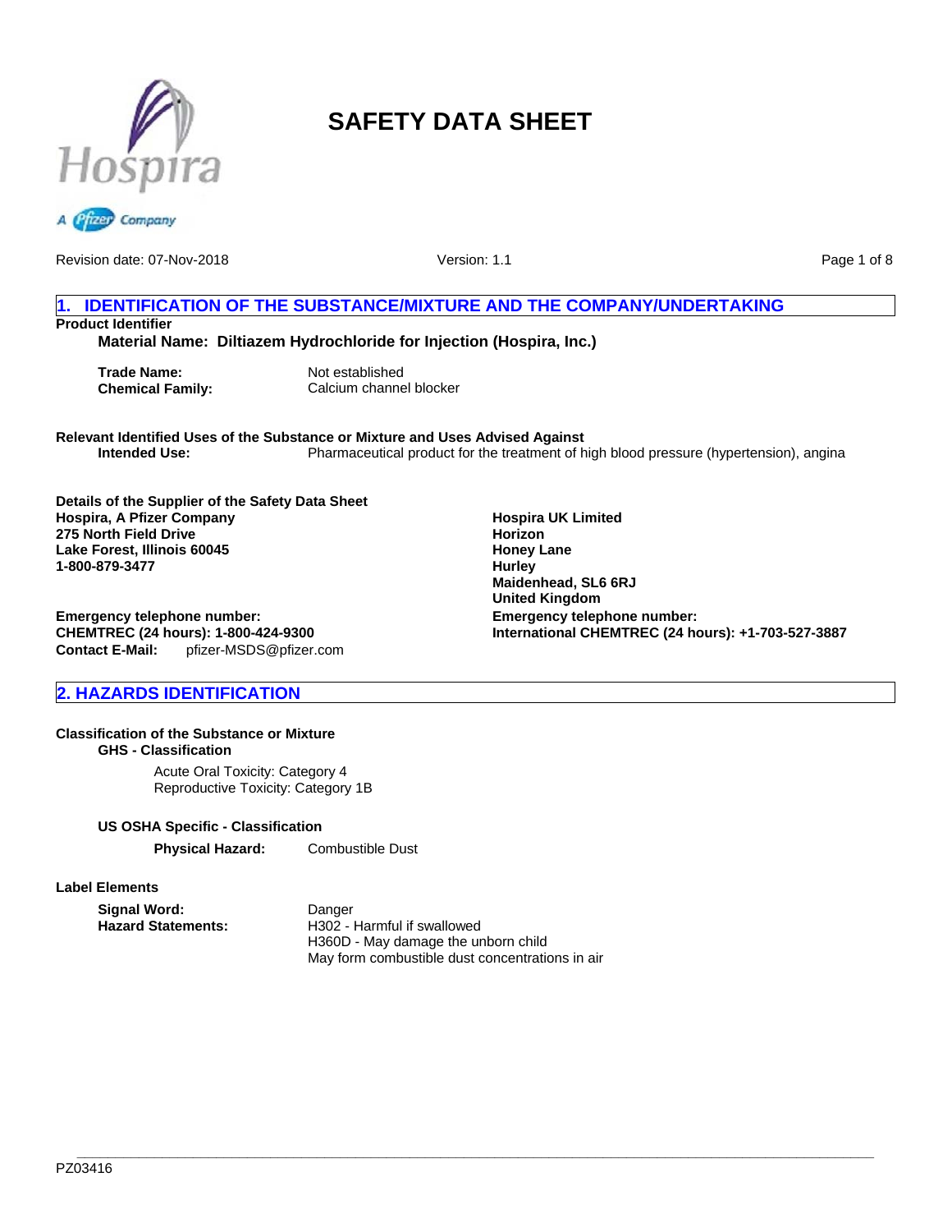# SAFETY DATA SHEET

Revision date: 07-Nov-2018

Version: 1.1

## 1. IDENTIFICATION OF THE SUBSTANCE/MIXTURE AND THE COMPANY/UNDERTAKING

**Product Identifier**

**Material Name: Diltiazem Hydrochloride for Injection (Hospira, Inc.)**

**Trade Name:** Not established
**Chemical Family:** Calcium channel blocker

**Relevant Identified Uses of the Substance or Mixture and Uses Advised Against**

**Intended Use:** Pharmaceutical product for the treatment of high blood pressure (hypertension), angina

**Details of the Supplier of the Safety Data Sheet**

**Hospira, A Pfizer Company**
**275 North Field Drive**
**Lake Forest, Illinois 60045**
**1-800-879-3477**

**Emergency telephone number:**
**CHEMTREC (24 hours): 1-800-424-9300**
**Contact E-Mail:** pfizer-MSDS@pfizer.com

**Hospira UK Limited**
**Horizon**
**Honey Lane**
**Hurley**
**Maidenhead, SL6 6RJ**
**United Kingdom**

**Emergency telephone number:**
**International CHEMTREC (24 hours): +1-703-527-3887**

## 2. HAZARDS IDENTIFICATION

**Classification of the Substance or Mixture**

**GHS - Classification**

Acute Oral Toxicity: Category 4
Reproductive Toxicity: Category 1B

**US OSHA Specific - Classification**

**Physical Hazard:** Combustible Dust

**Label Elements**

**Signal Word:** Danger

**Hazard Statements:**
H302 - Harmful if swallowed
H360D - May damage the unborn child
May form combustible dust concentrations in air

PZ03416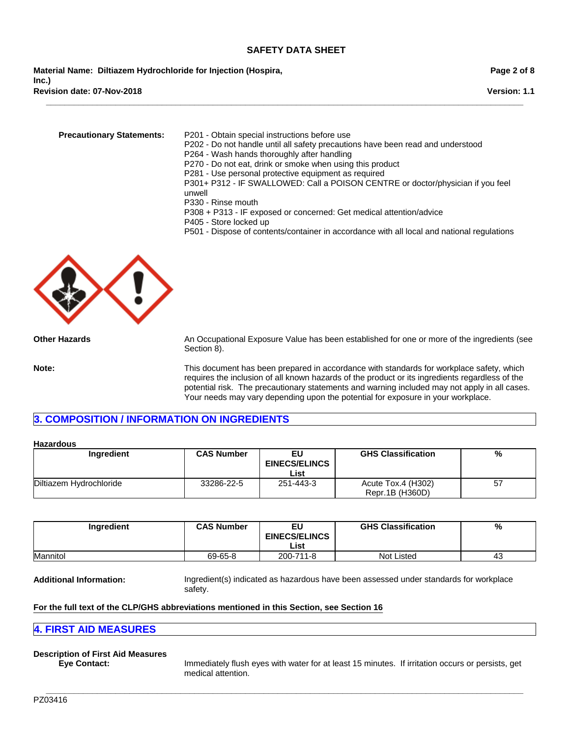**Precautionary Statements:**

P201 - Obtain special instructions before use
P202 - Do not handle until all safety precautions have been read and understood
P264 - Wash hands thoroughly after handling
P270 - Do not eat, drink or smoke when using this product
P281 - Use personal protective equipment as required
P301+ P312 - IF SWALLOWED: Call a POISON CENTRE or doctor/physician if you feel unwell
P330 - Rinse mouth
P308 + P313 - IF exposed or concerned: Get medical attention/advice
P405 - Store locked up
P501 - Dispose of contents/container in accordance with all local and national regulations

**Other Hazards**

An Occupational Exposure Value has been established for one or more of the ingredients (see Section 8).

**Note:**

This document has been prepared in accordance with standards for workplace safety, which requires the inclusion of all known hazards of the product or its ingredients regardless of the potential risk. The precautionary statements and warning included may not apply in all cases. Your needs may vary depending upon the potential for exposure in your workplace.

## 3. COMPOSITION / INFORMATION ON INGREDIENTS

**Hazardous**

| Ingredient | CAS Number | EU EINECS/ELINCS List | GHS Classification | % |
|---|---|---|---|---|
| Diltiazem Hydrochloride | 33286-22-5 | 251-443-3 | Acute Tox.4 (H302) Repr.1B (H360D) | 57 |

| Ingredient | CAS Number | EU EINECS/ELINCS List | GHS Classification | % |
|---|---|---|---|---|
| Mannitol | 69-65-8 | 200-711-8 | Not Listed | 43 |

**Additional Information:**

Ingredient(s) indicated as hazardous have been assessed under standards for workplace safety.

**For the full text of the CLP/GHS abbreviations mentioned in this Section, see Section 16**

## 4. FIRST AID MEASURES

**Description of First Aid Measures**

**Eye Contact:** Immediately flush eyes with water for at least 15 minutes. If irritation occurs or persists, get medical attention.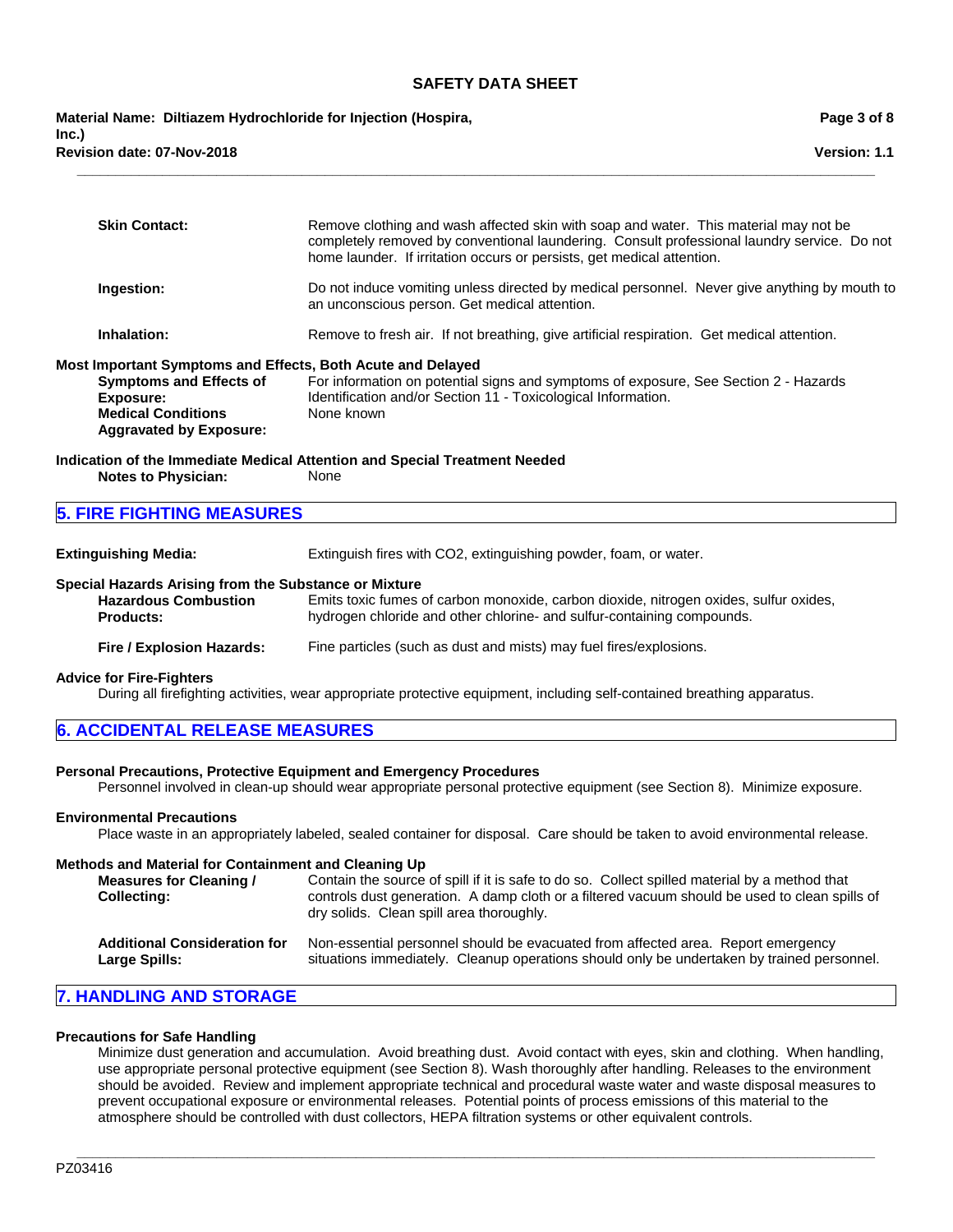**Skin Contact:** Remove clothing and wash affected skin with soap and water. This material may not be completely removed by conventional laundering. Consult professional laundry service. Do not home launder. If irritation occurs or persists, get medical attention.

**Ingestion:** Do not induce vomiting unless directed by medical personnel. Never give anything by mouth to an unconscious person. Get medical attention.

**Inhalation:** Remove to fresh air. If not breathing, give artificial respiration. Get medical attention.

**Most Important Symptoms and Effects, Both Acute and Delayed**

**Symptoms and Effects of Exposure:** For information on potential signs and symptoms of exposure, See Section 2 - Hazards Identification and/or Section 11 - Toxicological Information.

**Medical Conditions Aggravated by Exposure:** None known

**Indication of the Immediate Medical Attention and Special Treatment Needed**

**Notes to Physician:** None

## 5. FIRE FIGHTING MEASURES

**Extinguishing Media:** Extinguish fires with CO2, extinguishing powder, foam, or water.

**Special Hazards Arising from the Substance or Mixture**

**Hazardous Combustion Products:** Emits toxic fumes of carbon monoxide, carbon dioxide, nitrogen oxides, sulfur oxides, hydrogen chloride and other chlorine- and sulfur-containing compounds.

**Fire / Explosion Hazards:** Fine particles (such as dust and mists) may fuel fires/explosions.

**Advice for Fire-Fighters**

During all firefighting activities, wear appropriate protective equipment, including self-contained breathing apparatus.

## 6. ACCIDENTAL RELEASE MEASURES

**Personal Precautions, Protective Equipment and Emergency Procedures**

Personnel involved in clean-up should wear appropriate personal protective equipment (see Section 8). Minimize exposure.

**Environmental Precautions**

Place waste in an appropriately labeled, sealed container for disposal. Care should be taken to avoid environmental release.

**Methods and Material for Containment and Cleaning Up**

**Measures for Cleaning / Collecting:** Contain the source of spill if it is safe to do so. Collect spilled material by a method that controls dust generation. A damp cloth or a filtered vacuum should be used to clean spills of dry solids. Clean spill area thoroughly.

**Additional Consideration for Large Spills:** Non-essential personnel should be evacuated from affected area. Report emergency situations immediately. Cleanup operations should only be undertaken by trained personnel.

## 7. HANDLING AND STORAGE

**Precautions for Safe Handling**

Minimize dust generation and accumulation. Avoid breathing dust. Avoid contact with eyes, skin and clothing. When handling, use appropriate personal protective equipment (see Section 8). Wash thoroughly after handling. Releases to the environment should be avoided. Review and implement appropriate technical and procedural waste water and waste disposal measures to prevent occupational exposure or environmental releases. Potential points of process emissions of this material to the atmosphere should be controlled with dust collectors, HEPA filtration systems or other equivalent controls.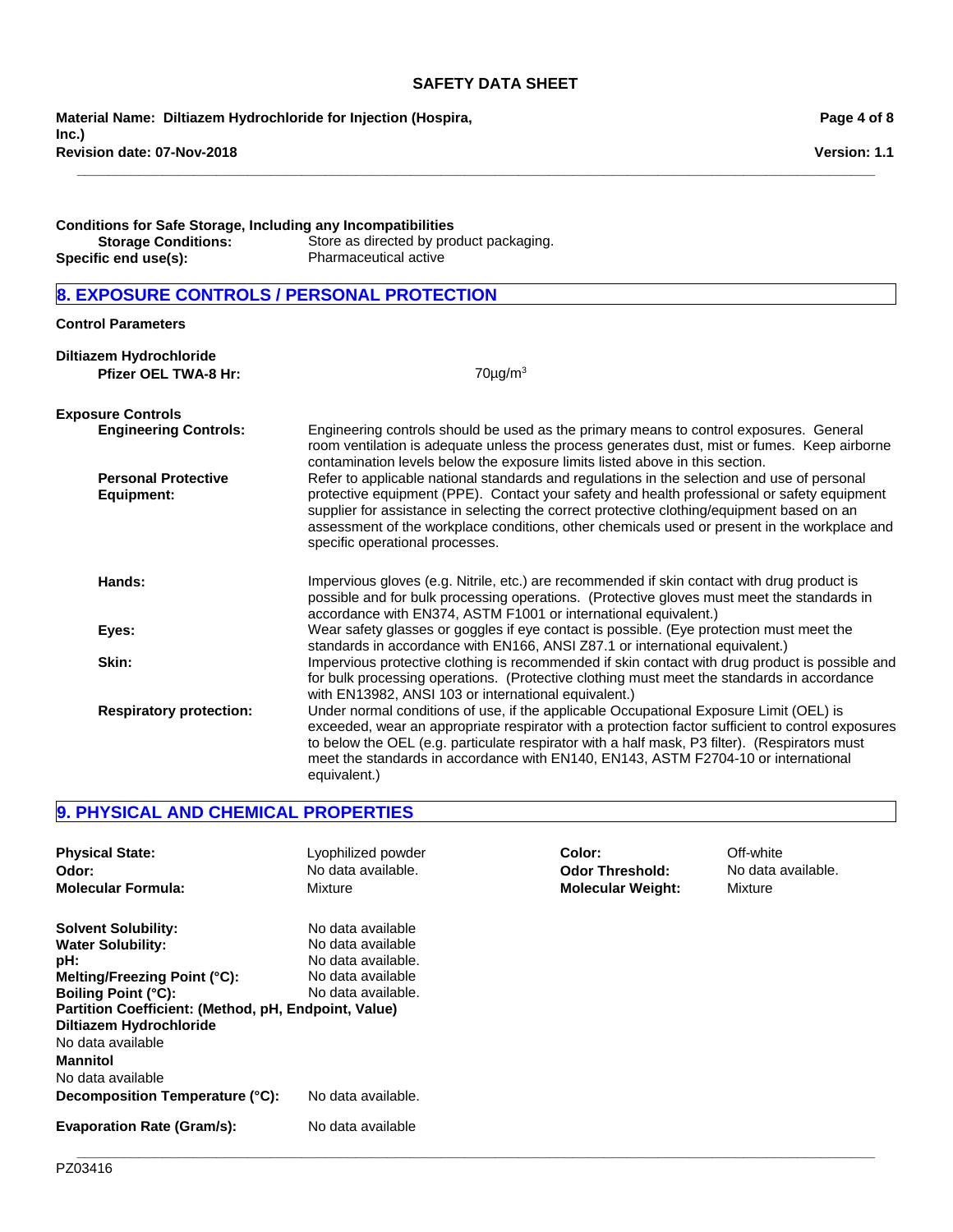**Conditions for Safe Storage, Including any Incompatibilities**

**Storage Conditions:** Store as directed by product packaging.

**Specific end use(s):** Pharmaceutical active

## 8. EXPOSURE CONTROLS / PERSONAL PROTECTION

**Control Parameters**

**Diltiazem Hydrochloride**

**Pfizer OEL TWA-8 Hr:** 70µg/m$^3$

**Exposure Controls**

**Engineering Controls:** Engineering controls should be used as the primary means to control exposures. General room ventilation is adequate unless the process generates dust, mist or fumes. Keep airborne contamination levels below the exposure limits listed above in this section.

**Personal Protective Equipment:** Refer to applicable national standards and regulations in the selection and use of personal protective equipment (PPE). Contact your safety and health professional or safety equipment supplier for assistance in selecting the correct protective clothing/equipment based on an assessment of the workplace conditions, other chemicals used or present in the workplace and specific operational processes.

**Hands:** Impervious gloves (e.g. Nitrile, etc.) are recommended if skin contact with drug product is possible and for bulk processing operations. (Protective gloves must meet the standards in accordance with EN374, ASTM F1001 or international equivalent.)

**Eyes:** Wear safety glasses or goggles if eye contact is possible. (Eye protection must meet the standards in accordance with EN166, ANSI Z87.1 or international equivalent.)

**Skin:** Impervious protective clothing is recommended if skin contact with drug product is possible and for bulk processing operations. (Protective clothing must meet the standards in accordance with EN13982, ANSI 103 or international equivalent.)

**Respiratory protection:** Under normal conditions of use, if the applicable Occupational Exposure Limit (OEL) is exceeded, wear an appropriate respirator with a protection factor sufficient to control exposures to below the OEL (e.g. particulate respirator with a half mask, P3 filter). (Respirators must meet the standards in accordance with EN140, EN143, ASTM F2704-10 or international equivalent.)

## 9. PHYSICAL AND CHEMICAL PROPERTIES

**Physical State:** Lyophilized powder

**Color:** Off-white

**Odor:** No data available.

**Odor Threshold:** No data available.

**Molecular Formula:** Mixture

**Molecular Weight:** Mixture

**Solvent Solubility:** No data available

**Water Solubility:** No data available

**pH:** No data available.

**Melting/Freezing Point (°C):** No data available

**Boiling Point (°C):** No data available.

**Partition Coefficient: (Method, pH, Endpoint, Value)**

**Diltiazem Hydrochloride**

No data available

**Mannitol**

No data available

**Decomposition Temperature (°C):** No data available.

**Evaporation Rate (Gram/s):** No data available

PZ03416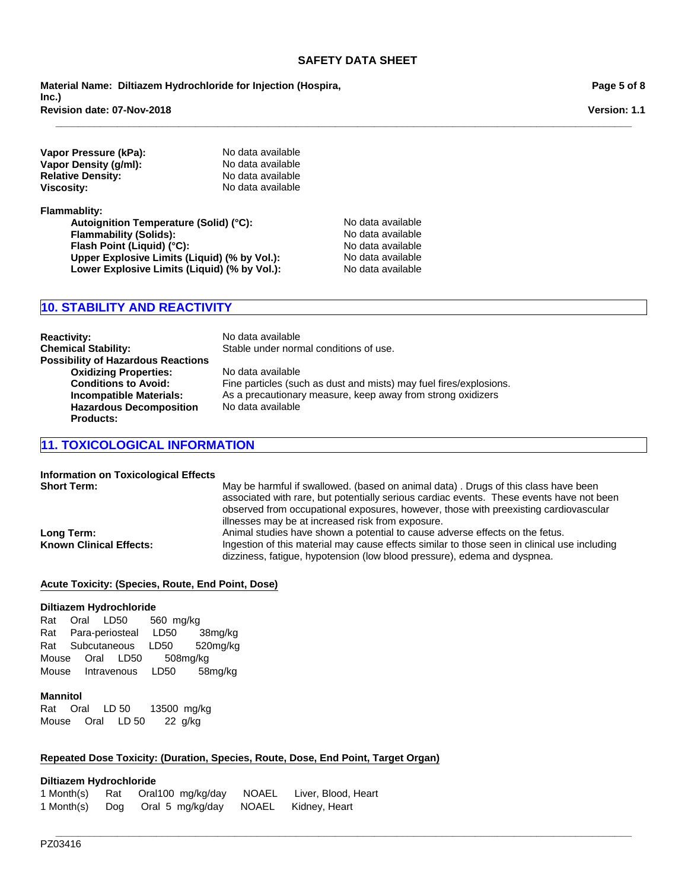| | |
|---|---|
| **Vapor Pressure (kPa):** | No data available |
| **Vapor Density (g/ml):** | No data available |
| **Relative Density:** | No data available |
| **Viscosity:** | No data available |

**Flammablity:**

| | |
|---|---|
| **Autoignition Temperature (Solid) (°C):** | No data available |
| **Flammability (Solids):** | No data available |
| **Flash Point (Liquid) (°C):** | No data available |
| **Upper Explosive Limits (Liquid) (% by Vol.):** | No data available |
| **Lower Explosive Limits (Liquid) (% by Vol.):** | No data available |

## 10. STABILITY AND REACTIVITY

| | |
|---|---|
| **Reactivity:** | No data available |
| **Chemical Stability:** | Stable under normal conditions of use. |
| **Possibility of Hazardous Reactions** | |
| **Oxidizing Properties:** | No data available |
| **Conditions to Avoid:** | Fine particles (such as dust and mists) may fuel fires/explosions. |
| **Incompatible Materials:** | As a precautionary measure, keep away from strong oxidizers |
| **Hazardous Decomposition Products:** | No data available |

## 11. TOXICOLOGICAL INFORMATION

**Information on Toxicological Effects**

| | |
|---|---|
| **Short Term:** | May be harmful if swallowed. (based on animal data) . Drugs of this class have been associated with rare, but potentially serious cardiac events. These events have not been observed from occupational exposures, however, those with preexisting cardiovascular illnesses may be at increased risk from exposure. |
| **Long Term:** | Animal studies have shown a potential to cause adverse effects on the fetus. |
| **Known Clinical Effects:** | Ingestion of this material may cause effects similar to those seen in clinical use including dizziness, fatigue, hypotension (low blood pressure), edema and dyspnea. |

**Acute Toxicity: (Species, Route, End Point, Dose)**

**Diltiazem Hydrochloride**

Rat Oral LD50 560 mg/kg
Rat Para-periosteal LD50 38mg/kg
Rat Subcutaneous LD50 520mg/kg
Mouse Oral LD50 508mg/kg
Mouse Intravenous LD50 58mg/kg

**Mannitol**

Rat Oral LD 50 13500 mg/kg
Mouse Oral LD 50 22 g/kg

**Repeated Dose Toxicity: (Duration, Species, Route, Dose, End Point, Target Organ)**

**Diltiazem Hydrochloride**

1 Month(s) Rat Oral100 mg/kg/day NOAEL Liver, Blood, Heart
1 Month(s) Dog Oral 5 mg/kg/day NOAEL Kidney, Heart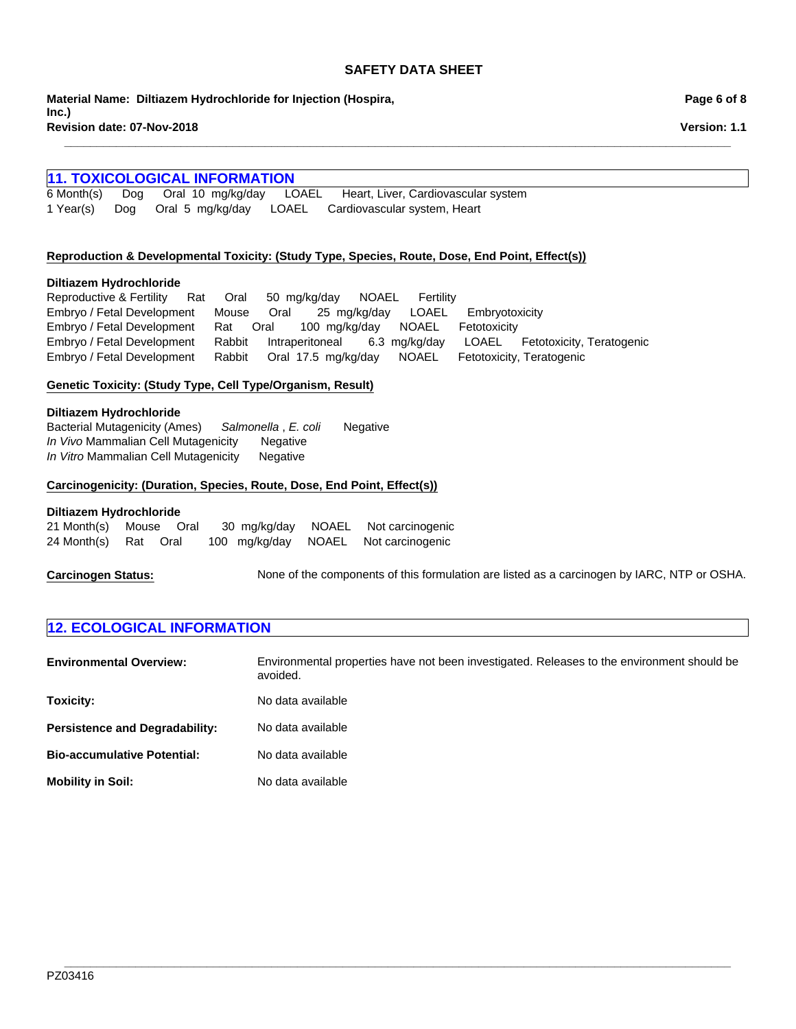## 11. TOXICOLOGICAL INFORMATION

| | | | | | |
|---|---|---|---|---|---|
| 6 Month(s) | Dog | Oral | 10 mg/kg/day | LOAEL | Heart, Liver, Cardiovascular system |
| 1 Year(s) | Dog | Oral | 5 mg/kg/day | LOAEL | Cardiovascular system, Heart |

**Reproduction & Developmental Toxicity: (Study Type, Species, Route, Dose, End Point, Effect(s))**

**Diltiazem Hydrochloride**

| | | | | | |
|---|---|---|---|---|---|
| Reproductive & Fertility | Rat | Oral | 50 mg/kg/day | NOAEL | Fertility |
| Embryo / Fetal Development | Mouse | Oral | 25 mg/kg/day | LOAEL | Embryotoxicity |
| Embryo / Fetal Development | Rat | Oral | 100 mg/kg/day | NOAEL | Fetotoxicity |
| Embryo / Fetal Development | Rabbit | Intraperitoneal | 6.3 mg/kg/day | LOAEL | Fetotoxicity, Teratogenic |
| Embryo / Fetal Development | Rabbit | Oral | 17.5 mg/kg/day | NOAEL | Fetotoxicity, Teratogenic |

**Genetic Toxicity: (Study Type, Cell Type/Organism, Result)**

**Diltiazem Hydrochloride**

| | | |
|---|---|---|
| Bacterial Mutagenicity (Ames) | *Salmonella* , *E. coli* | Negative |
| *In Vivo* Mammalian Cell Mutagenicity | | Negative |
| *In Vitro* Mammalian Cell Mutagenicity | | Negative |

**Carcinogenicity: (Duration, Species, Route, Dose, End Point, Effect(s))**

**Diltiazem Hydrochloride**

| | | | | | |
|---|---|---|---|---|---|
| 21 Month(s) | Mouse | Oral | 30 mg/kg/day | NOAEL | Not carcinogenic |
| 24 Month(s) | Rat | Oral | 100 mg/kg/day | NOAEL | Not carcinogenic |

**Carcinogen Status:** None of the components of this formulation are listed as a carcinogen by IARC, NTP or OSHA.

## 12. ECOLOGICAL INFORMATION

**Environmental Overview:** Environmental properties have not been investigated. Releases to the environment should be avoided.

**Toxicity:** No data available

**Persistence and Degradability:** No data available

**Bio-accumulative Potential:** No data available

**Mobility in Soil:** No data available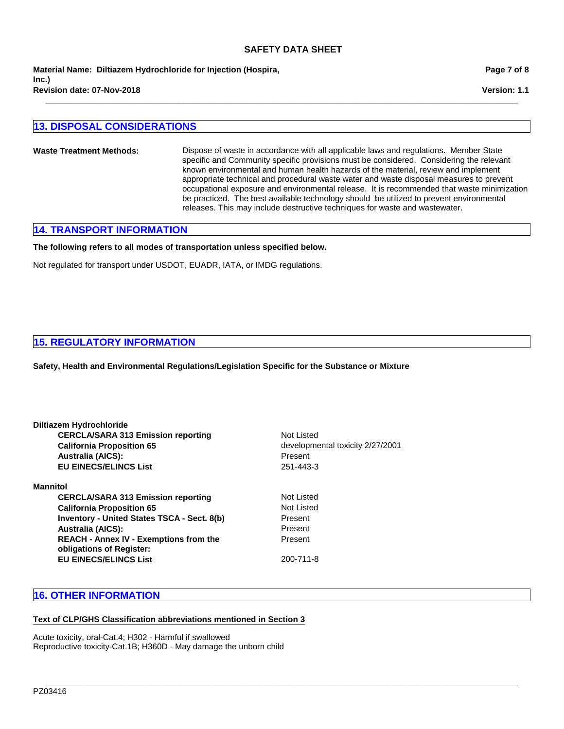## 13. DISPOSAL CONSIDERATIONS

**Waste Treatment Methods:** Dispose of waste in accordance with all applicable laws and regulations. Member State specific and Community specific provisions must be considered. Considering the relevant known environmental and human health hazards of the material, review and implement appropriate technical and procedural waste water and waste disposal measures to prevent occupational exposure and environmental release. It is recommended that waste minimization be practiced. The best available technology should be utilized to prevent environmental releases. This may include destructive techniques for waste and wastewater.

## 14. TRANSPORT INFORMATION

**The following refers to all modes of transportation unless specified below.**

Not regulated for transport under USDOT, EUADR, IATA, or IMDG regulations.

## 15. REGULATORY INFORMATION

**Safety, Health and Environmental Regulations/Legislation Specific for the Substance or Mixture**

**Diltiazem Hydrochloride**

| | |
|---|---|
| **CERCLA/SARA 313 Emission reporting** | Not Listed |
| **California Proposition 65** | developmental toxicity 2/27/2001 |
| **Australia (AICS):** | Present |
| **EU EINECS/ELINCS List** | 251-443-3 |

**Mannitol**

| | |
|---|---|
| **CERCLA/SARA 313 Emission reporting** | Not Listed |
| **California Proposition 65** | Not Listed |
| **Inventory - United States TSCA - Sect. 8(b)** | Present |
| **Australia (AICS):** | Present |
| **REACH - Annex IV - Exemptions from the obligations of Register:** | Present |
| **EU EINECS/ELINCS List** | 200-711-8 |

## 16. OTHER INFORMATION

**Text of CLP/GHS Classification abbreviations mentioned in Section 3**

Acute toxicity, oral-Cat.4; H302 - Harmful if swallowed
Reproductive toxicity-Cat.1B; H360D - May damage the unborn child

PZ03416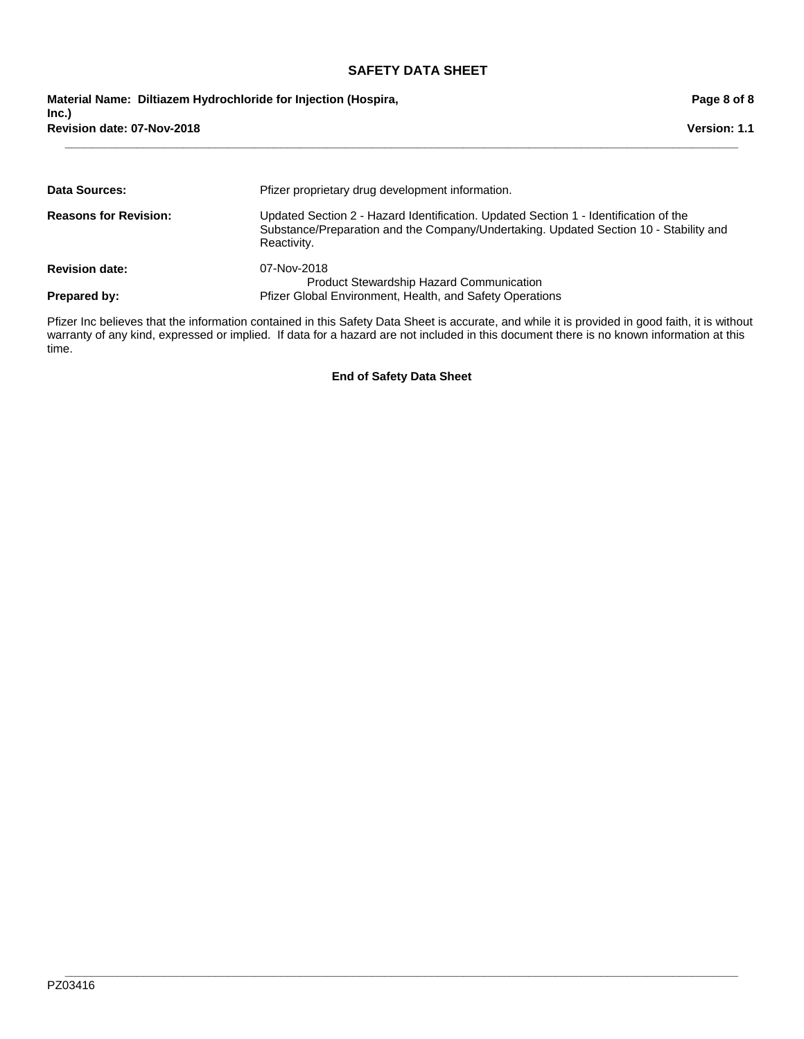**Data Sources:** Pfizer proprietary drug development information.

**Reasons for Revision:** Updated Section 2 - Hazard Identification. Updated Section 1 - Identification of the Substance/Preparation and the Company/Undertaking. Updated Section 10 - Stability and Reactivity.

**Revision date:** 07-Nov-2018

**Prepared by:** Product Stewardship Hazard Communication
Pfizer Global Environment, Health, and Safety Operations

Pfizer Inc believes that the information contained in this Safety Data Sheet is accurate, and while it is provided in good faith, it is without warranty of any kind, expressed or implied. If data for a hazard are not included in this document there is no known information at this time.

**End of Safety Data Sheet**

PZ03416